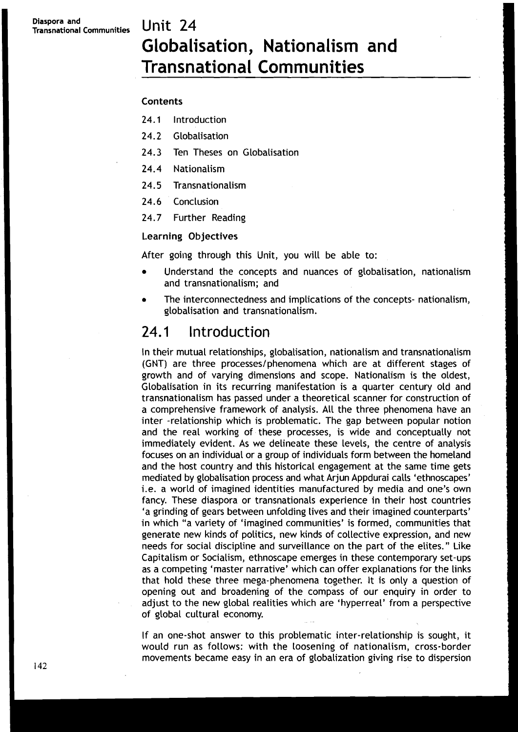# Unit 24
# Globalisation, Nationalism and Transnational Communities

**Contents**

- 24.1 Introduction
- 24.2 Globalisation
- 24.3 Ten Theses on Globalisation
- 24.4 Nationalism
- 24.5 Transnationalism
- 24.6 Conclusion
- 24.7 Further Reading

**Learning Objectives**

After going through this Unit, you will be able to:

- Understand the concepts and nuances of globalisation, nationalism and transnationalism; and
- The interconnectedness and implications of the concepts- nationalism, globalisation and transnationalism.

## 24.1 Introduction

In their mutual relationships, globalisation, nationalism and transnationalism (GNT) are three processes/phenomena which are at different stages of growth and of varying dimensions and scope. Nationalism is the oldest, Globalisation in its recurring manifestation is a quarter century old and transnationalism has passed under a theoretical scanner for construction of a comprehensive framework of analysis. All the three phenomena have an inter -relationship which is problematic. The gap between popular notion and the real working of these processes, is wide and conceptually not immediately evident. As we delineate these levels, the centre of analysis focuses on an individual or a group of individuals form between the homeland and the host country and this historical engagement at the same time gets mediated by globalisation process and what Arjun Appdurai calls 'ethnoscapes' i.e. a world of imagined identities manufactured by media and one's own fancy. These diaspora or transnationals experience in their host countries 'a grinding of gears between unfolding lives and their imagined counterparts' in which "a variety of 'imagined communities' is formed, communities that generate new kinds of politics, new kinds of collective expression, and new needs for social discipline and surveillance on the part of the elites." Like Capitalism or Socialism, ethnoscape emerges in these contemporary set-ups as a competing 'master narrative' which can offer explanations for the links that hold these three mega-phenomena together. It is only a question of opening out and broadening of the compass of our enquiry in order to adjust to the new global realities which are 'hyperreal' from a perspective of global cultural economy.

If an one-shot answer to this problematic inter-relationship is sought, it would run as follows: with the loosening of nationalism, cross-border movements became easy in an era of globalization giving rise to dispersion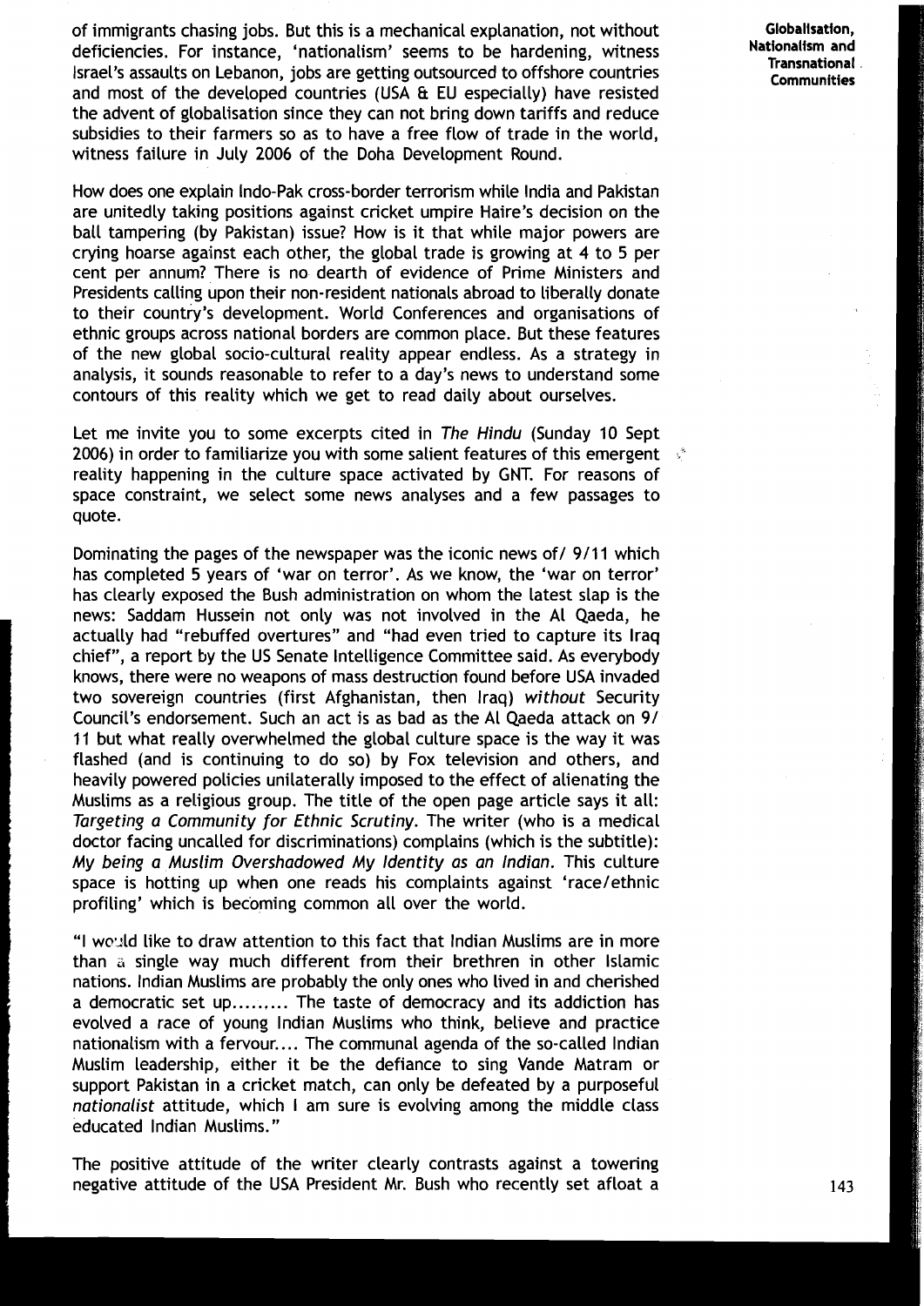of immigrants chasing jobs. But this is a mechanical explanation, not without deficiencies. For instance, 'nationalism' seems to be hardening, witness Israel's assaults on Lebanon, jobs are getting outsourced to offshore countries and most of the developed countries (USA & EU especially) have resisted the advent of globalisation since they can not bring down tariffs and reduce subsidies to their farmers so as to have a free flow of trade in the world, witness failure in July 2006 of the Doha Development Round.

How does one explain Indo-Pak cross-border terrorism while India and Pakistan are unitedly taking positions against cricket umpire Haire's decision on the ball tampering (by Pakistan) issue? How is it that while major powers are crying hoarse against each other, the global trade is growing at 4 to 5 per cent per annum? There is no dearth of evidence of Prime Ministers and Presidents calling upon their non-resident nationals abroad to liberally donate to their country's development. World Conferences and organisations of ethnic groups across national borders are common place. But these features of the new global socio-cultural reality appear endless. As a strategy in analysis, it sounds reasonable to refer to a day's news to understand some contours of this reality which we get to read daily about ourselves.

Let me invite you to some excerpts cited in *The Hindu* (Sunday 10 Sept 2006) in order to familiarize you with some salient features of this emergent reality happening in the culture space activated by GNT. For reasons of space constraint, we select some news analyses and a few passages to quote.

Dominating the pages of the newspaper was the iconic news of/ 9/11 which has completed 5 years of 'war on terror'. As we know, the 'war on terror' has clearly exposed the Bush administration on whom the latest slap is the news: Saddam Hussein not only was not involved in the Al Qaeda, he actually had "rebuffed overtures" and "had even tried to capture its Iraq chief", a report by the US Senate Intelligence Committee said. As everybody knows, there were no weapons of mass destruction found before USA invaded two sovereign countries (first Afghanistan, then Iraq) *without* Security Council's endorsement. Such an act is as bad as the Al Qaeda attack on 9/11 but what really overwhelmed the global culture space is the way it was flashed (and is continuing to do so) by Fox television and others, and heavily powered policies unilaterally imposed to the effect of alienating the Muslims as a religious group. The title of the open page article says it all: *Targeting a Community for Ethnic Scrutiny*. The writer (who is a medical doctor facing uncalled for discriminations) complains (which is the subtitle): *My being a Muslim Overshadowed My Identity as an Indian*. This culture space is hotting up when one reads his complaints against 'race/ethnic profiling' which is becoming common all over the world.

"I would like to draw attention to this fact that Indian Muslims are in more than a single way much different from their brethren in other Islamic nations. Indian Muslims are probably the only ones who lived in and cherished a democratic set up......... The taste of democracy and its addiction has evolved a race of young Indian Muslims who think, believe and practice nationalism with a fervour.... The communal agenda of the so-called Indian Muslim leadership, either it be the defiance to sing Vande Matram or support Pakistan in a cricket match, can only be defeated by a purposeful *nationalist* attitude, which I am sure is evolving among the middle class educated Indian Muslims."

The positive attitude of the writer clearly contrasts against a towering negative attitude of the USA President Mr. Bush who recently set afloat a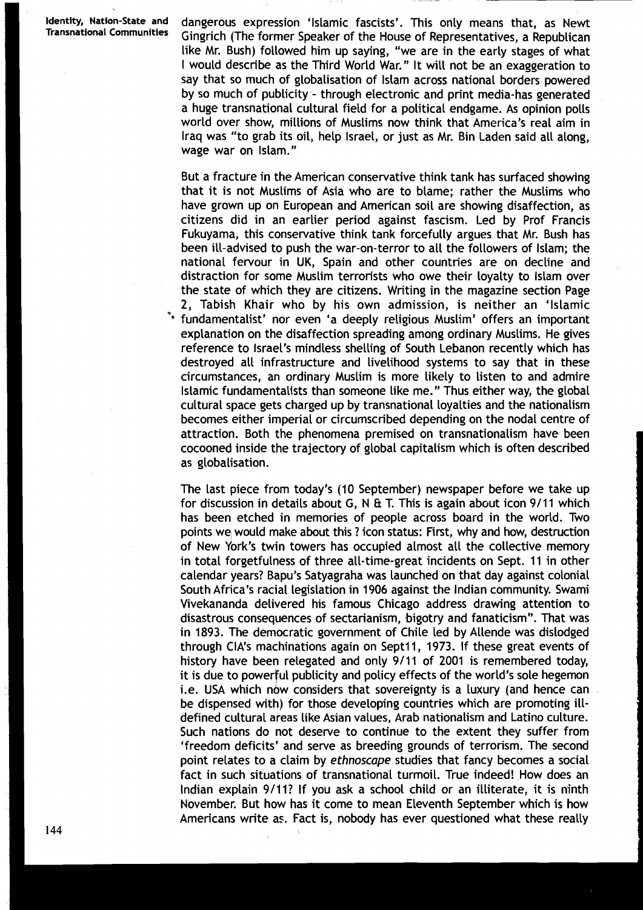dangerous expression 'Islamic fascists'. This only means that, as Newt Gingrich (The former Speaker of the House of Representatives, a Republican like Mr. Bush) followed him up saying, "we are in the early stages of what I would describe as the Third World War." It will not be an exaggeration to say that so much of globalisation of Islam across national borders powered by so much of publicity - through electronic and print media-has generated a huge transnational cultural field for a political endgame. As opinion polls world over show, millions of Muslims now think that America's real aim in Iraq was "to grab its oil, help Israel, or just as Mr. Bin Laden said all along, wage war on Islam."

But a fracture in the American conservative think tank has surfaced showing that it is not Muslims of Asia who are to blame; rather the Muslims who have grown up on European and American soil are showing disaffection, as citizens did in an earlier period against fascism. Led by Prof Francis Fukuyama, this conservative think tank forcefully argues that Mr. Bush has been ill-advised to push the war-on-terror to all the followers of Islam; the national fervour in UK, Spain and other countries are on decline and distraction for some Muslim terrorists who owe their loyalty to Islam over the state of which they are citizens. Writing in the magazine section Page 2, Tabish Khair who by his own admission, is neither an 'Islamic fundamentalist' nor even 'a deeply religious Muslim' offers an important explanation on the disaffection spreading among ordinary Muslims. He gives reference to Israel's mindless shelling of South Lebanon recently which has destroyed all infrastructure and livelihood systems to say that in these circumstances, an ordinary Muslim is more likely to listen to and admire Islamic fundamentalists than someone like me." Thus either way, the global cultural space gets charged up by transnational loyalties and the nationalism becomes either imperial or circumscribed depending on the nodal centre of attraction. Both the phenomena premised on transnationalism have been cocooned inside the trajectory of global capitalism which is often described as globalisation.

The last piece from today's (10 September) newspaper before we take up for discussion in details about G, N & T. This is again about icon 9/11 which has been etched in memories of people across board in the world. Two points we would make about this ? icon status: First, why and how, destruction of New York's twin towers has occupied almost all the collective memory in total forgetfulness of three all-time-great incidents on Sept. 11 in other calendar years? Bapu's Satyagraha was launched on that day against colonial South Africa's racial legislation in 1906 against the Indian community. Swami Vivekananda delivered his famous Chicago address drawing attention to disastrous consequences of sectarianism, bigotry and fanaticism". That was in 1893. The democratic government of Chile led by Allende was dislodged through CIA's machinations again on Sept11, 1973. If these great events of history have been relegated and only 9/11 of 2001 is remembered today, it is due to powerful publicity and policy effects of the world's sole hegemon i.e. USA which now considers that sovereignty is a luxury (and hence can be dispensed with) for those developing countries which are promoting ill-defined cultural areas like Asian values, Arab nationalism and Latino culture. Such nations do not deserve to continue to the extent they suffer from 'freedom deficits' and serve as breeding grounds of terrorism. The second point relates to a claim by *ethnoscape* studies that fancy becomes a social fact in such situations of transnational turmoil. True indeed! How does an Indian explain 9/11? If you ask a school child or an illiterate, it is ninth November. But how has it come to mean Eleventh September which is how Americans write as. Fact is, nobody has ever questioned what these really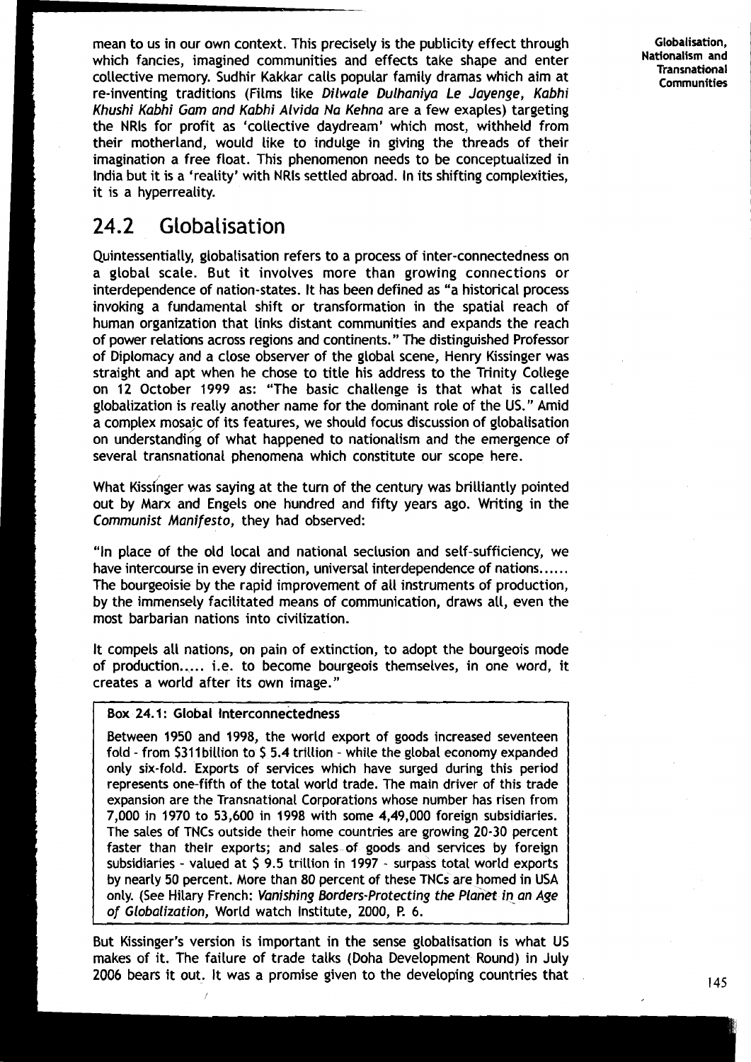mean to us in our own context. This precisely is the publicity effect through which fancies, imagined communities and effects take shape and enter collective memory. Sudhir Kakkar calls popular family dramas which aim at re-inventing traditions (Films like *Dilwale Dulhaniya Le Jayenge*, *Kabhi Khushi Kabhi Gam and Kabhi Alvida Na Kehna* are a few exaples) targeting the NRIs for profit as 'collective daydream' which most, withheld from their motherland, would like to indulge in giving the threads of their imagination a free float. This phenomenon needs to be conceptualized in India but it is a 'reality' with NRIs settled abroad. In its shifting complexities, it is a hyperreality.

## 24.2 Globalisation

Quintessentially, globalisation refers to a process of inter-connectedness on a global scale. But it involves more than growing connections or interdependence of nation-states. It has been defined as "a historical process invoking a fundamental shift or transformation in the spatial reach of human organization that links distant communities and expands the reach of power relations across regions and continents." The distinguished Professor of Diplomacy and a close observer of the global scene, Henry Kissinger was straight and apt when he chose to title his address to the Trinity College on 12 October 1999 as: "The basic challenge is that what is called globalization is really another name for the dominant role of the US." Amid a complex mosaic of its features, we should focus discussion of globalisation on understanding of what happened to nationalism and the emergence of several transnational phenomena which constitute our scope here.

What Kissinger was saying at the turn of the century was brilliantly pointed out by Marx and Engels one hundred and fifty years ago. Writing in the *Communist Manifesto*, they had observed:

"In place of the old local and national seclusion and self-sufficiency, we have intercourse in every direction, universal interdependence of nations...... The bourgeoisie by the rapid improvement of all instruments of production, by the immensely facilitated means of communication, draws all, even the most barbarian nations into civilization.

It compels all nations, on pain of extinction, to adopt the bourgeois mode of production..... i.e. to become bourgeois themselves, in one word, it creates a world after its own image."

> **Box 24.1: Global Interconnectedness**
>
> Between 1950 and 1998, the world export of goods increased seventeen fold - from $311billion to $ 5.4 trillion - while the global economy expanded only six-fold. Exports of services which have surged during this period represents one-fifth of the total world trade. The main driver of this trade expansion are the Transnational Corporations whose number has risen from 7,000 in 1970 to 53,600 in 1998 with some 4,49,000 foreign subsidiaries. The sales of TNCs outside their home countries are growing 20-30 percent faster than their exports; and sales of goods and services by foreign subsidiaries - valued at $ 9.5 trillion in 1997 - surpass total world exports by nearly 50 percent. More than 80 percent of these TNCs are homed in USA only. (See Hilary French: *Vanishing Borders-Protecting the Planet in an Age of Globalization*, World watch Institute, 2000, P. 6.

But Kissinger's version is important in the sense globalisation is what US makes of it. The failure of trade talks (Doha Development Round) in July 2006 bears it out. It was a promise given to the developing countries that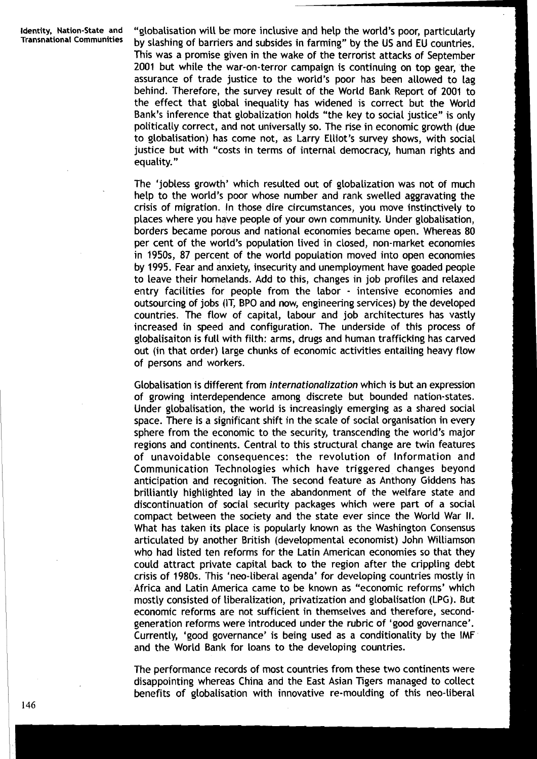"globalisation will be more inclusive and help the world's poor, particularly by slashing of barriers and subsides in farming" by the US and EU countries. This was a promise given in the wake of the terrorist attacks of September 2001 but while the war-on-terror campaign is continuing on top gear, the assurance of trade justice to the world's poor has been allowed to lag behind. Therefore, the survey result of the World Bank Report of 2001 to the effect that global inequality has widened is correct but the World Bank's inference that globalization holds "the key to social justice" is only politically correct, and not universally so. The rise in economic growth (due to globalisation) has come not, as Larry Elliot's survey shows, with social justice but with "costs in terms of internal democracy, human rights and equality."

The 'jobless growth' which resulted out of globalization was not of much help to the world's poor whose number and rank swelled aggravating the crisis of migration. In those dire circumstances, you move instinctively to places where you have people of your own community. Under globalisation, borders became porous and national economies became open. Whereas 80 per cent of the world's population lived in closed, non-market economies in 1950s, 87 percent of the world population moved into open economies by 1995. Fear and anxiety, insecurity and unemployment have goaded people to leave their homelands. Add to this, changes in job profiles and relaxed entry facilities for people from the labor - intensive economies and outsourcing of jobs (IT, BPO and now, engineering services) by the developed countries. The flow of capital, labour and job architectures has vastly increased in speed and configuration. The underside of this process of globalisaiton is full with filth: arms, drugs and human trafficking has carved out (in that order) large chunks of economic activities entailing heavy flow of persons and workers.

Globalisation is different from *internationalization* which is but an expression of growing interdependence among discrete but bounded nation-states. Under globalisation, the world is increasingly emerging as a shared social space. There is a significant shift in the scale of social organisation in every sphere from the economic to the security, transcending the world's major regions and continents. Central to this structural change are twin features of unavoidable consequences: the revolution of Information and Communication Technologies which have triggered changes beyond anticipation and recognition. The second feature as Anthony Giddens has brilliantly highlighted lay in the abandonment of the welfare state and discontinuation of social security packages which were part of a social compact between the society and the state ever since the World War II. What has taken its place is popularly known as the Washington Consensus articulated by another British (developmental economist) John Williamson who had listed ten reforms for the Latin American economies so that they could attract private capital back to the region after the crippling debt crisis of 1980s. This 'neo-liberal agenda' for developing countries mostly in Africa and Latin America came to be known as "economic reforms' which mostly consisted of liberalization, privatization and globalisation (LPG). But economic reforms are not sufficient in themselves and therefore, second-generation reforms were introduced under the rubric of 'good governance'. Currently, 'good governance' is being used as a conditionality by the IMF and the World Bank for loans to the developing countries.

The performance records of most countries from these two continents were disappointing whereas China and the East Asian Tigers managed to collect benefits of globalisation with innovative re-moulding of this neo-liberal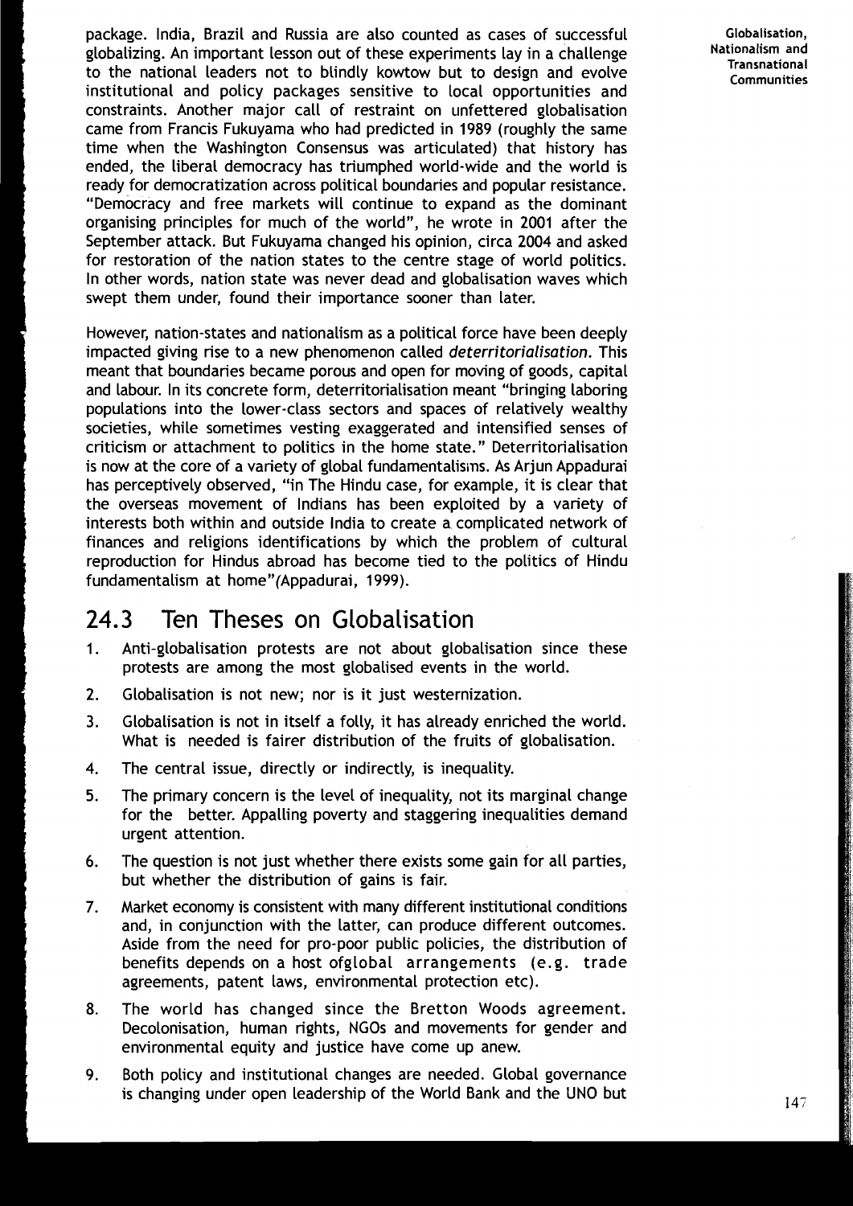package. India, Brazil and Russia are also counted as cases of successful globalizing. An important lesson out of these experiments lay in a challenge to the national leaders not to blindly kowtow but to design and evolve institutional and policy packages sensitive to local opportunities and constraints. Another major call of restraint on unfettered globalisation came from Francis Fukuyama who had predicted in 1989 (roughly the same time when the Washington Consensus was articulated) that history has ended, the liberal democracy has triumphed world-wide and the world is ready for democratization across political boundaries and popular resistance. "Democracy and free markets will continue to expand as the dominant organising principles for much of the world", he wrote in 2001 after the September attack. But Fukuyama changed his opinion, circa 2004 and asked for restoration of the nation states to the centre stage of world politics. In other words, nation state was never dead and globalisation waves which swept them under, found their importance sooner than later.

However, nation-states and nationalism as a political force have been deeply impacted giving rise to a new phenomenon called *deterritorialisation*. This meant that boundaries became porous and open for moving of goods, capital and labour. In its concrete form, deterritorialisation meant "bringing laboring populations into the lower-class sectors and spaces of relatively wealthy societies, while sometimes vesting exaggerated and intensified senses of criticism or attachment to politics in the home state." Deterritorialisation is now at the core of a variety of global fundamentalisms. As Arjun Appadurai has perceptively observed, "in The Hindu case, for example, it is clear that the overseas movement of Indians has been exploited by a variety of interests both within and outside India to create a complicated network of finances and religions identifications by which the problem of cultural reproduction for Hindus abroad has become tied to the politics of Hindu fundamentalism at home"(Appadurai, 1999).

## 24.3 Ten Theses on Globalisation

1. Anti-globalisation protests are not about globalisation since these protests are among the most globalised events in the world.
2. Globalisation is not new; nor is it just westernization.
3. Globalisation is not in itself a folly, it has already enriched the world. What is needed is fairer distribution of the fruits of globalisation.
4. The central issue, directly or indirectly, is inequality.
5. The primary concern is the level of inequality, not its marginal change for the better. Appalling poverty and staggering inequalities demand urgent attention.
6. The question is not just whether there exists some gain for all parties, but whether the distribution of gains is fair.
7. Market economy is consistent with many different institutional conditions and, in conjunction with the latter, can produce different outcomes. Aside from the need for pro-poor public policies, the distribution of benefits depends on a host ofglobal arrangements (e.g. trade agreements, patent laws, environmental protection etc).
8. The world has changed since the Bretton Woods agreement. Decolonisation, human rights, NGOs and movements for gender and environmental equity and justice have come up anew.
9. Both policy and institutional changes are needed. Global governance is changing under open leadership of the World Bank and the UNO but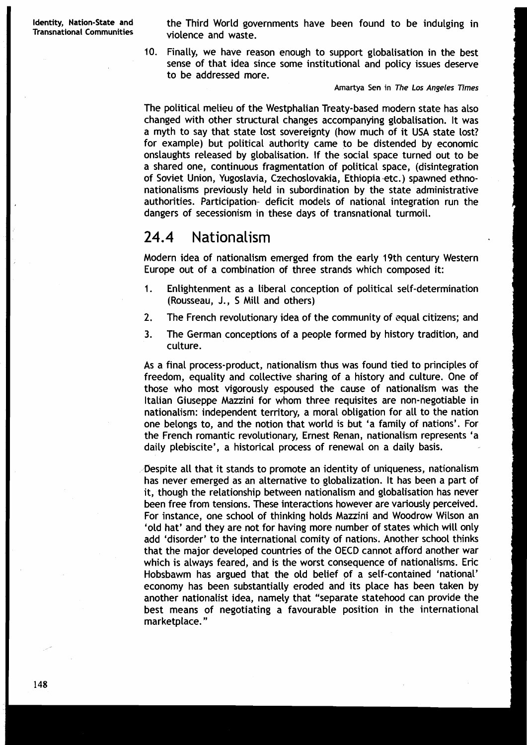the Third World governments have been found to be indulging in violence and waste.

10. Finally, we have reason enough to support globalisation in the best sense of that idea since some institutional and policy issues deserve to be addressed more.

Amartya Sen in *The Los Angeles Times*

The political melieu of the Westphalian Treaty-based modern state has also changed with other structural changes accompanying globalisation. It was a myth to say that state lost sovereignty (how much of it USA state lost? for example) but political authority came to be distended by economic onslaughts released by globalisation. If the social space turned out to be a shared one, continuous fragmentation of political space, (disintegration of Soviet Union, Yugoslavia, Czechoslovakia, Ethiopia etc.) spawned ethno-nationalisms previously held in subordination by the state administrative authorities. Participation- deficit models of national integration run the dangers of secessionism in these days of transnational turmoil.

## 24.4 Nationalism

Modern idea of nationalism emerged from the early 19th century Western Europe out of a combination of three strands which composed it:

1. Enlightenment as a liberal conception of political self-determination (Rousseau, J., S Mill and others)
2. The French revolutionary idea of the community of equal citizens; and
3. The German conceptions of a people formed by history tradition, and culture.

As a final process-product, nationalism thus was found tied to principles of freedom, equality and collective sharing of a history and culture. One of those who most vigorously espoused the cause of nationalism was the Italian Giuseppe Mazzini for whom three requisites are non-negotiable in nationalism: independent territory, a moral obligation for all to the nation one belongs to, and the notion that world is but 'a family of nations'. For the French romantic revolutionary, Ernest Renan, nationalism represents 'a daily plebiscite', a historical process of renewal on a daily basis.

Despite all that it stands to promote an identity of uniqueness, nationalism has never emerged as an alternative to globalization. It has been a part of it, though the relationship between nationalism and globalisation has never been free from tensions. These interactions however are variously perceived. For instance, one school of thinking holds Mazzini and Woodrow Wilson an 'old hat' and they are not for having more number of states which will only add 'disorder' to the international comity of nations. Another school thinks that the major developed countries of the OECD cannot afford another war which is always feared, and is the worst consequence of nationalisms. Eric Hobsbawm has argued that the old belief of a self-contained 'national' economy has been substantially eroded and its place has been taken by another nationalist idea, namely that "separate statehood can provide the best means of negotiating a favourable position in the international marketplace."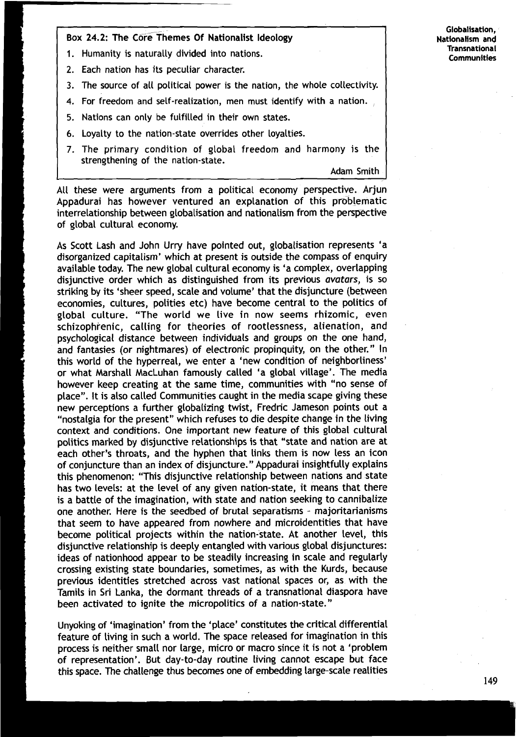**Box 24.2: The Core Themes Of Nationalist Ideology**

1. Humanity is naturally divided into nations.
2. Each nation has its peculiar character.
3. The source of all political power is the nation, the whole collectivity.
4. For freedom and self-realization, men must identify with a nation.
5. Nations can only be fulfilled in their own states.
6. Loyalty to the nation-state overrides other loyalties.
7. The primary condition of global freedom and harmony is the strengthening of the nation-state.

Adam Smith

All these were arguments from a political economy perspective. Arjun Appadurai has however ventured an explanation of this problematic interrelationship between globalisation and nationalism from the perspective of global cultural economy.

As Scott Lash and John Urry have pointed out, globalisation represents 'a disorganized capitalism' which at present is outside the compass of enquiry available today. The new global cultural economy is 'a complex, overlapping disjunctive order which as distinguished from its previous *avatars*, is so striking by its 'sheer speed, scale and volume' that the disjuncture (between economies, cultures, polities etc) have become central to the politics of global culture. "The world we live in now seems rhizomic, even schizophrenic, calling for theories of rootlessness, alienation, and psychological distance between individuals and groups on the one hand, and fantasies (or nightmares) of electronic propinquity, on the other." In this world of the hyperreal, we enter a 'new condition of neighborliness' or what Marshall MacLuhan famously called 'a global village'. The media however keep creating at the same time, communities with "no sense of place". It is also called Communities caught in the media scape giving these new perceptions a further globalizing twist, Fredric Jameson points out a "nostalgia for the present" which refuses to die despite change in the living context and conditions. One important new feature of this global cultural politics marked by disjunctive relationships is that "state and nation are at each other's throats, and the hyphen that links them is now less an icon of conjuncture than an index of disjuncture." Appadurai insightfully explains this phenomenon: "This disjunctive relationship between nations and state has two levels: at the level of any given nation-state, it means that there is a battle of the imagination, with state and nation seeking to cannibalize one another. Here is the seedbed of brutal separatisms - majoritarianisms that seem to have appeared from nowhere and microidentities that have become political projects within the nation-state. At another level, this disjunctive relationship is deeply entangled with various global disjunctures: ideas of nationhood appear to be steadily increasing in scale and regularly crossing existing state boundaries, sometimes, as with the Kurds, because previous identities stretched across vast national spaces or, as with the Tamils in Sri Lanka, the dormant threads of a transnational diaspora have been activated to ignite the micropolitics of a nation-state."

Unyoking of 'imagination' from the 'place' constitutes the critical differential feature of living in such a world. The space released for imagination in this process is neither small nor large, micro or macro since it is not a 'problem of representation'. But day-to-day routine living cannot escape but face this space. The challenge thus becomes one of embedding large-scale realities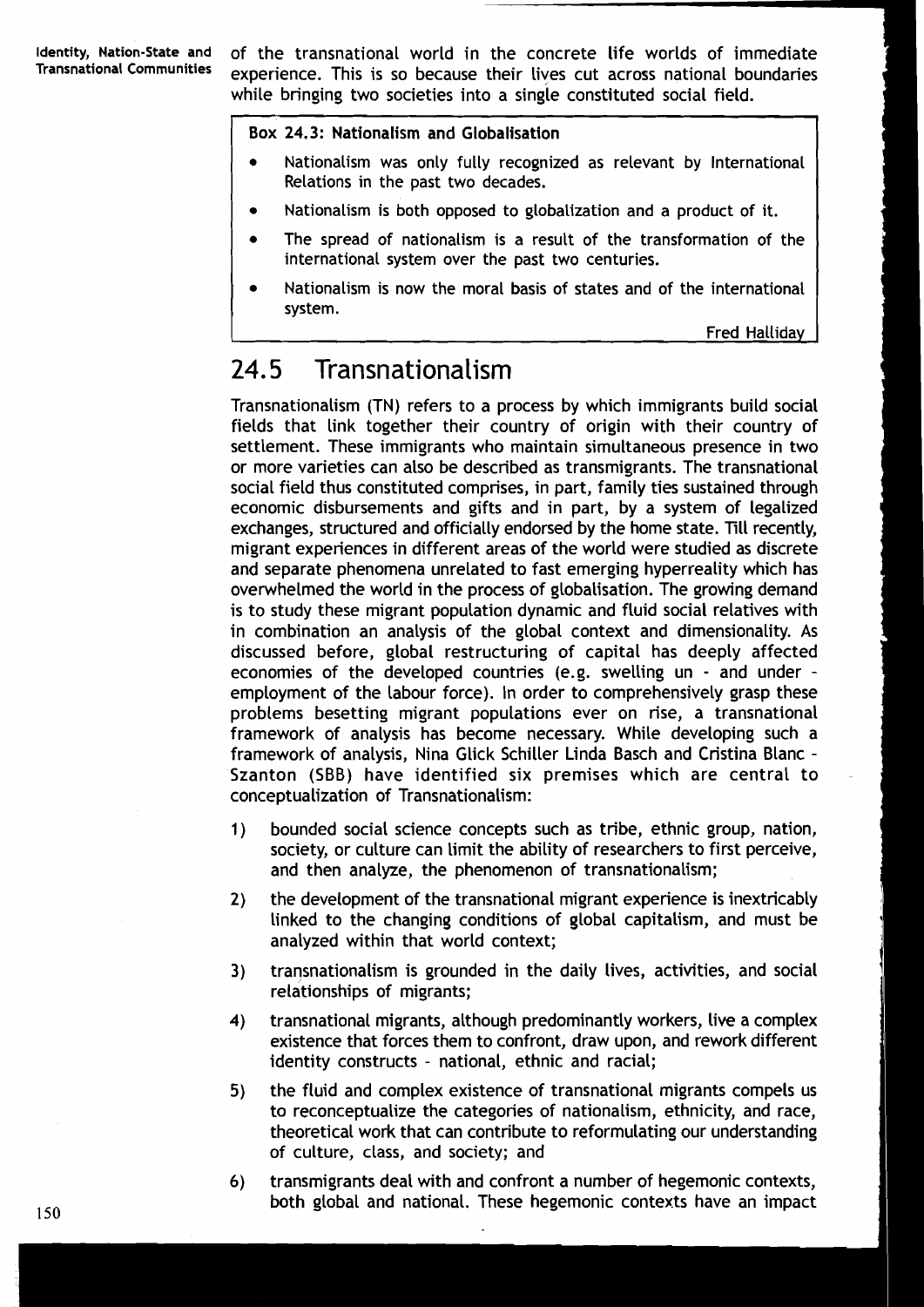of the transnational world in the concrete life worlds of immediate experience. This is so because their lives cut across national boundaries while bringing two societies into a single constituted social field.

**Box 24.3: Nationalism and Globalisation**

- Nationalism was only fully recognized as relevant by International Relations in the past two decades.
- Nationalism is both opposed to globalization and a product of it.
- The spread of nationalism is a result of the transformation of the international system over the past two centuries.
- Nationalism is now the moral basis of states and of the international system.

Fred Halliday

## 24.5 Transnationalism

Transnationalism (TN) refers to a process by which immigrants build social fields that link together their country of origin with their country of settlement. These immigrants who maintain simultaneous presence in two or more varieties can also be described as transmigrants. The transnational social field thus constituted comprises, in part, family ties sustained through economic disbursements and gifts and in part, by a system of legalized exchanges, structured and officially endorsed by the home state. Till recently, migrant experiences in different areas of the world were studied as discrete and separate phenomena unrelated to fast emerging hyperreality which has overwhelmed the world in the process of globalisation. The growing demand is to study these migrant population dynamic and fluid social relatives with in combination an analysis of the global context and dimensionality. As discussed before, global restructuring of capital has deeply affected economies of the developed countries (e.g. swelling un - and under - employment of the labour force). In order to comprehensively grasp these problems besetting migrant populations ever on rise, a transnational framework of analysis has become necessary. While developing such a framework of analysis, Nina Glick Schiller Linda Basch and Cristina Blanc - Szanton (SBB) have identified six premises which are central to conceptualization of Transnationalism:

1) bounded social science concepts such as tribe, ethnic group, nation, society, or culture can limit the ability of researchers to first perceive, and then analyze, the phenomenon of transnationalism;
2) the development of the transnational migrant experience is inextricably linked to the changing conditions of global capitalism, and must be analyzed within that world context;
3) transnationalism is grounded in the daily lives, activities, and social relationships of migrants;
4) transnational migrants, although predominantly workers, live a complex existence that forces them to confront, draw upon, and rework different identity constructs - national, ethnic and racial;
5) the fluid and complex existence of transnational migrants compels us to reconceptualize the categories of nationalism, ethnicity, and race, theoretical work that can contribute to reformulating our understanding of culture, class, and society; and
6) transmigrants deal with and confront a number of hegemonic contexts, both global and national. These hegemonic contexts have an impact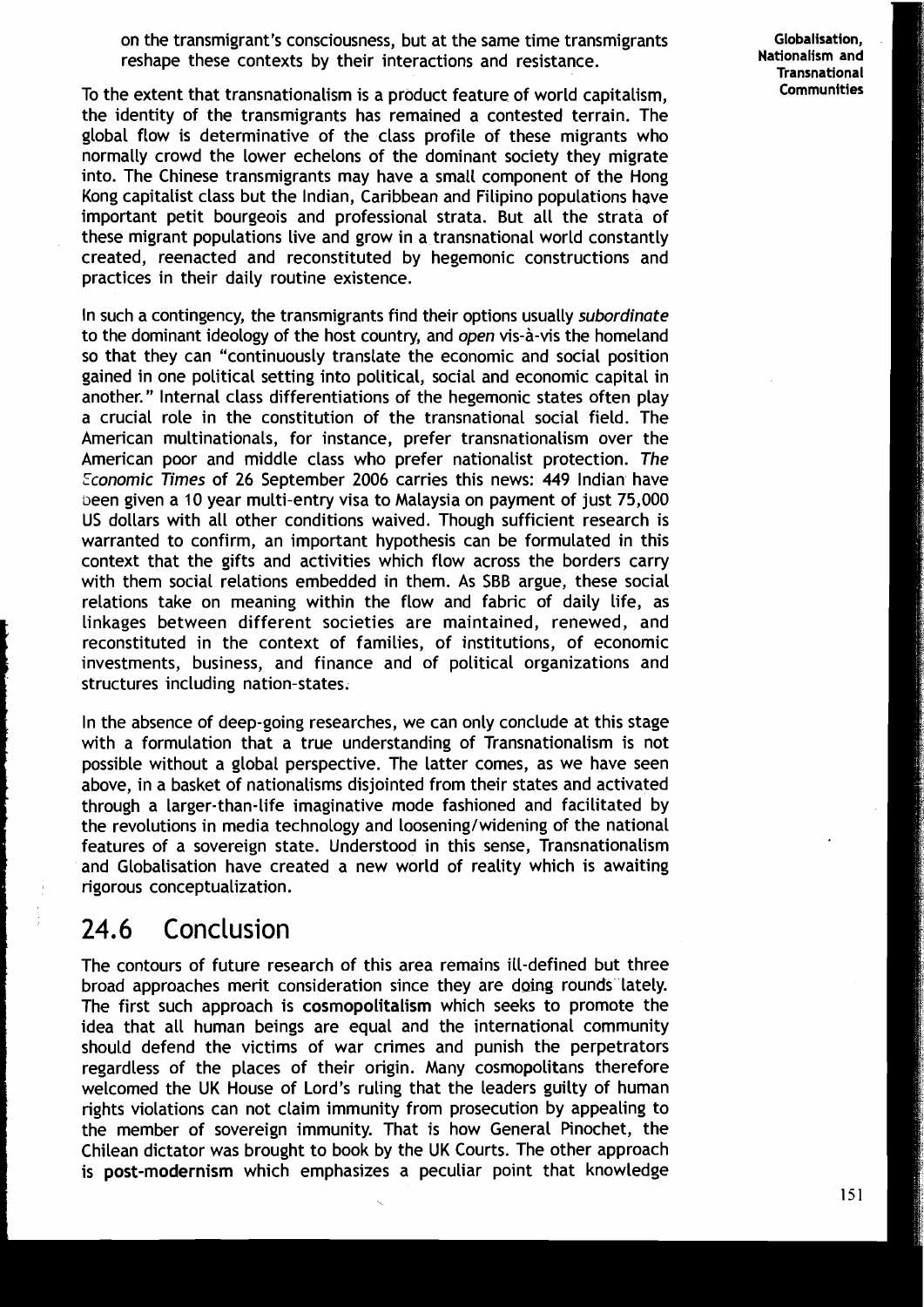on the transmigrant's consciousness, but at the same time transmigrants reshape these contexts by their interactions and resistance.

To the extent that transnationalism is a product feature of world capitalism, the identity of the transmigrants has remained a contested terrain. The global flow is determinative of the class profile of these migrants who normally crowd the lower echelons of the dominant society they migrate into. The Chinese transmigrants may have a small component of the Hong Kong capitalist class but the Indian, Caribbean and Filipino populations have important petit bourgeois and professional strata. But all the strata of these migrant populations live and grow in a transnational world constantly created, reenacted and reconstituted by hegemonic constructions and practices in their daily routine existence.

In such a contingency, the transmigrants find their options usually *subordinate* to the dominant ideology of the host country, and *open* vis-à-vis the homeland so that they can "continuously translate the economic and social position gained in one political setting into political, social and economic capital in another." Internal class differentiations of the hegemonic states often play a crucial role in the constitution of the transnational social field. The American multinationals, for instance, prefer transnationalism over the American poor and middle class who prefer nationalist protection. *The Economic Times* of 26 September 2006 carries this news: 449 Indian have been given a 10 year multi-entry visa to Malaysia on payment of just 75,000 US dollars with all other conditions waived. Though sufficient research is warranted to confirm, an important hypothesis can be formulated in this context that the gifts and activities which flow across the borders carry with them social relations embedded in them. As SBB argue, these social relations take on meaning within the flow and fabric of daily life, as linkages between different societies are maintained, renewed, and reconstituted in the context of families, of institutions, of economic investments, business, and finance and of political organizations and structures including nation-states.

In the absence of deep-going researches, we can only conclude at this stage with a formulation that a true understanding of Transnationalism is not possible without a global perspective. The latter comes, as we have seen above, in a basket of nationalisms disjointed from their states and activated through a larger-than-life imaginative mode fashioned and facilitated by the revolutions in media technology and loosening/widening of the national features of a sovereign state. Understood in this sense, Transnationalism and Globalisation have created a new world of reality which is awaiting rigorous conceptualization.

## 24.6 Conclusion

The contours of future research of this area remains ill-defined but three broad approaches merit consideration since they are doing rounds lately. The first such approach is **cosmopolitalism** which seeks to promote the idea that all human beings are equal and the international community should defend the victims of war crimes and punish the perpetrators regardless of the places of their origin. Many cosmopolitans therefore welcomed the UK House of Lord's ruling that the leaders guilty of human rights violations can not claim immunity from prosecution by appealing to the member of sovereign immunity. That is how General Pinochet, the Chilean dictator was brought to book by the UK Courts. The other approach is **post-modernism** which emphasizes a peculiar point that knowledge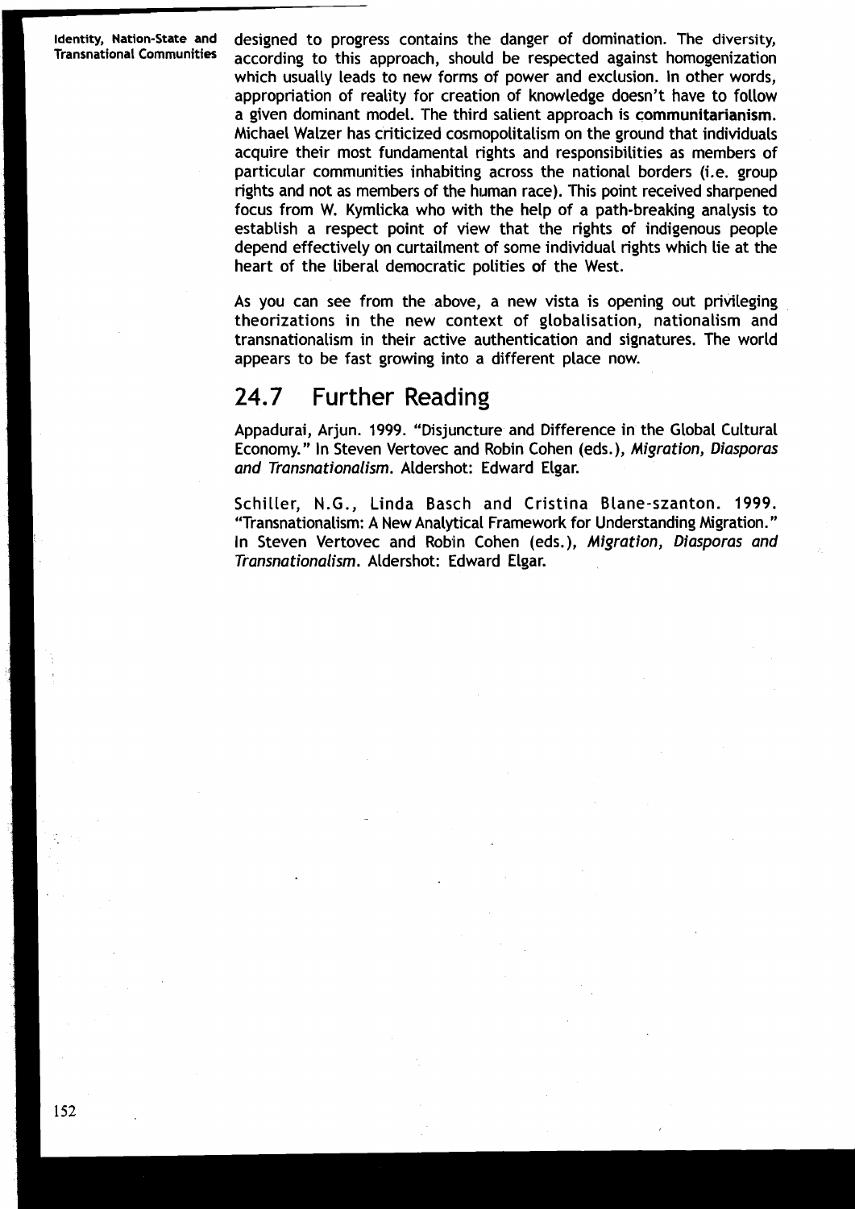designed to progress contains the danger of domination. The diversity, according to this approach, should be respected against homogenization which usually leads to new forms of power and exclusion. In other words, appropriation of reality for creation of knowledge doesn't have to follow a given dominant model. The third salient approach is **communitarianism**. Michael Walzer has criticized cosmopolitalism on the ground that individuals acquire their most fundamental rights and responsibilities as members of particular communities inhabiting across the national borders (i.e. group rights and not as members of the human race). This point received sharpened focus from W. Kymlicka who with the help of a path-breaking analysis to establish a respect point of view that the rights of indigenous people depend effectively on curtailment of some individual rights which lie at the heart of the liberal democratic polities of the West.

As you can see from the above, a new vista is opening out privileging theorizations in the new context of globalisation, nationalism and transnationalism in their active authentication and signatures. The world appears to be fast growing into a different place now.

## 24.7 Further Reading

Appadurai, Arjun. 1999. "Disjuncture and Difference in the Global Cultural Economy." In Steven Vertovec and Robin Cohen (eds.), *Migration, Diasporas and Transnationalism*. Aldershot: Edward Elgar.

Schiller, N.G., Linda Basch and Cristina Blane-szanton. 1999. "Transnationalism: A New Analytical Framework for Understanding Migration." In Steven Vertovec and Robin Cohen (eds.), *Migration, Diasporas and Transnationalism*. Aldershot: Edward Elgar.